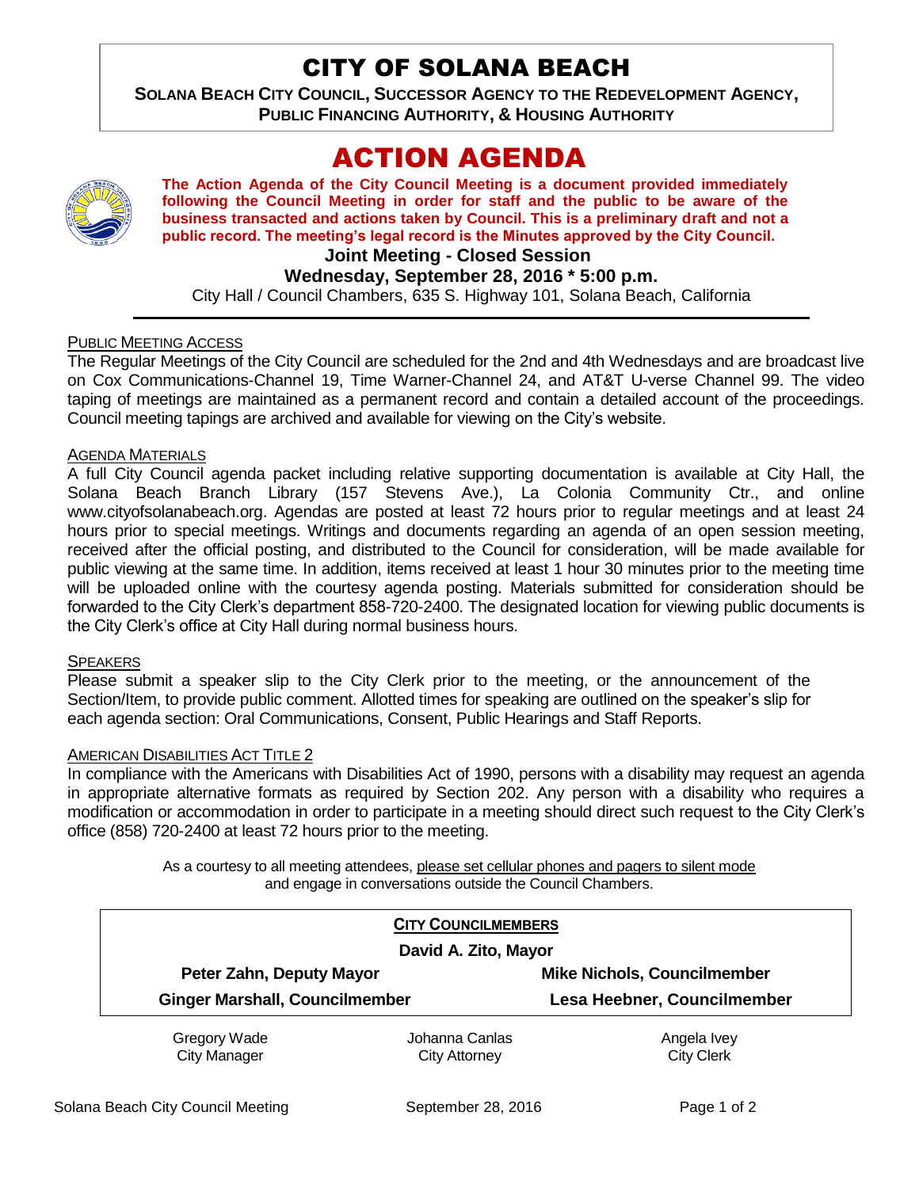# CITY OF SOLANA BEACH

**SOLANA BEACH CITY COUNCIL, SUCCESSOR AGENCY TO THE REDEVELOPMENT AGENCY, PUBLIC FINANCING AUTHORITY, & HOUSING AUTHORITY**

# ACTION AGENDA

**The Action Agenda of the City Council Meeting is a document provided immediately following the Council Meeting in order for staff and the public to be aware of the business transacted and actions taken by Council. This is a preliminary draft and not a public record. The meeting's legal record is the Minutes approved by the City Council.**

**Joint Meeting - Closed Session**

**Wednesday, September 28, 2016 * 5:00 p.m.**

City Hall / Council Chambers, 635 S. Highway 101, Solana Beach, California

PUBLIC MEETING ACCESS

The Regular Meetings of the City Council are scheduled for the 2nd and 4th Wednesdays and are broadcast live on Cox Communications-Channel 19, Time Warner-Channel 24, and AT&T U-verse Channel 99. The video taping of meetings are maintained as a permanent record and contain a detailed account of the proceedings. Council meeting tapings are archived and available for viewing on the City's website.

AGENDA MATERIALS

A full City Council agenda packet including relative supporting documentation is available at City Hall, the Solana Beach Branch Library (157 Stevens Ave.), La Colonia Community Ctr., and online www.cityofsolanabeach.org. Agendas are posted at least 72 hours prior to regular meetings and at least 24 hours prior to special meetings. Writings and documents regarding an agenda of an open session meeting, received after the official posting, and distributed to the Council for consideration, will be made available for public viewing at the same time. In addition, items received at least 1 hour 30 minutes prior to the meeting time will be uploaded online with the courtesy agenda posting. Materials submitted for consideration should be forwarded to the City Clerk's department 858-720-2400. The designated location for viewing public documents is the City Clerk's office at City Hall during normal business hours.

SPEAKERS

Please submit a speaker slip to the City Clerk prior to the meeting, or the announcement of the Section/Item, to provide public comment. Allotted times for speaking are outlined on the speaker's slip for each agenda section: Oral Communications, Consent, Public Hearings and Staff Reports.

AMERICAN DISABILITIES ACT TITLE 2

In compliance with the Americans with Disabilities Act of 1990, persons with a disability may request an agenda in appropriate alternative formats as required by Section 202. Any person with a disability who requires a modification or accommodation in order to participate in a meeting should direct such request to the City Clerk's office (858) 720-2400 at least 72 hours prior to the meeting.

As a courtesy to all meeting attendees, please set cellular phones and pagers to silent mode and engage in conversations outside the Council Chambers.

**CITY COUNCILMEMBERS**

**David A. Zito, Mayor**

| | |
|---|---|
| **Peter Zahn, Deputy Mayor** | **Mike Nichols, Councilmember** |
| **Ginger Marshall, Councilmember** | **Lesa Heebner, Councilmember** |

| | | |
|---|---|---|
| Gregory Wade<br>City Manager | Johanna Canlas<br>City Attorney | Angela Ivey<br>City Clerk |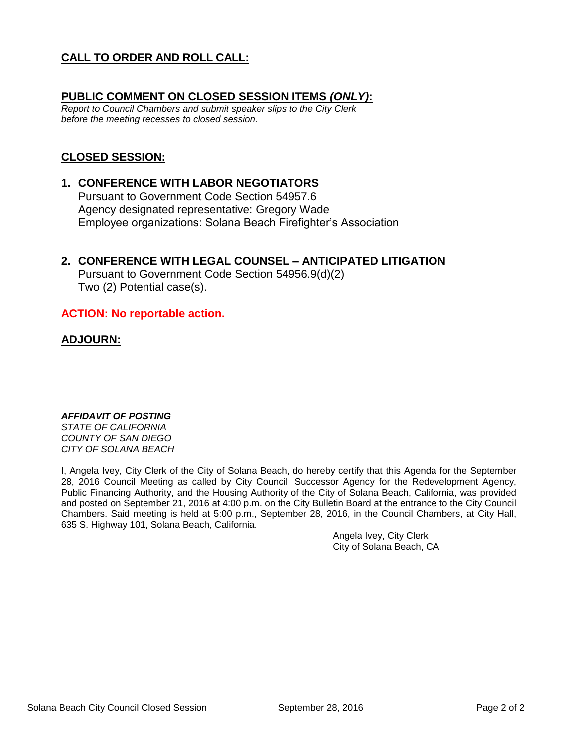## CALL TO ORDER AND ROLL CALL:

## PUBLIC COMMENT ON CLOSED SESSION ITEMS *(ONLY)*:

*Report to Council Chambers and submit speaker slips to the City Clerk before the meeting recesses to closed session.*

## CLOSED SESSION:

### 1. CONFERENCE WITH LABOR NEGOTIATORS

Pursuant to Government Code Section 54957.6
Agency designated representative: Gregory Wade
Employee organizations: Solana Beach Firefighter's Association

### 2. CONFERENCE WITH LEGAL COUNSEL – ANTICIPATED LITIGATION

Pursuant to Government Code Section 54956.9(d)(2)
Two (2) Potential case(s).

**ACTION: No reportable action.**

## ADJOURN:

***AFFIDAVIT OF POSTING***
*STATE OF CALIFORNIA*
*COUNTY OF SAN DIEGO*
*CITY OF SOLANA BEACH*

I, Angela Ivey, City Clerk of the City of Solana Beach, do hereby certify that this Agenda for the September 28, 2016 Council Meeting as called by City Council, Successor Agency for the Redevelopment Agency, Public Financing Authority, and the Housing Authority of the City of Solana Beach, California, was provided and posted on September 21, 2016 at 4:00 p.m. on the City Bulletin Board at the entrance to the City Council Chambers. Said meeting is held at 5:00 p.m., September 28, 2016, in the Council Chambers, at City Hall, 635 S. Highway 101, Solana Beach, California.

Angela Ivey, City Clerk
City of Solana Beach, CA